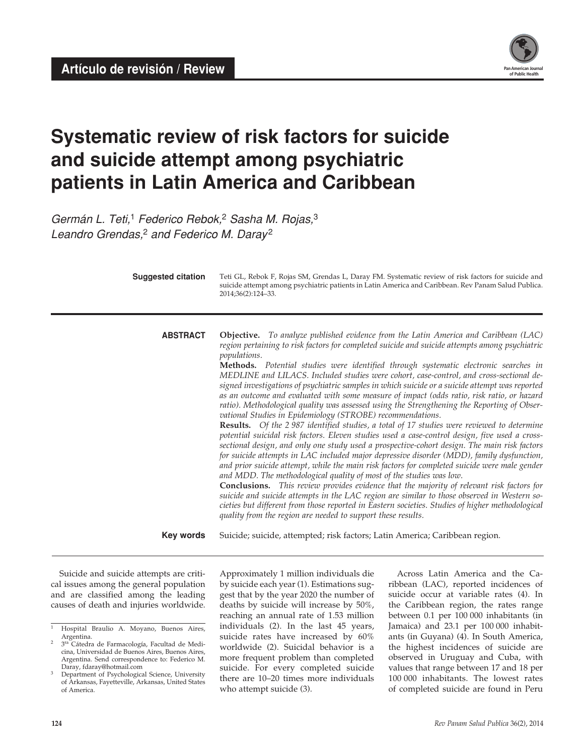**Artículo de revisión / Review**

# Systematic review of risk factors for suicide and suicide attempt among psychiatric patients in Latin America and Caribbean

*Germán L. Teti,[1] Federico Rebok,[2] Sasha M. Rojas,[3] Leandro Grendas,[2] and Federico M. Daray[2]*

**Suggested citation** Teti GL, Rebok F, Rojas SM, Grendas L, Daray FM. Systematic review of risk factors for suicide and suicide attempt among psychiatric patients in Latin America and Caribbean. Rev Panam Salud Publica. 2014;36(2):124–33.

**ABSTRACT**

**Objective.** *To analyze published evidence from the Latin America and Caribbean (LAC) region pertaining to risk factors for completed suicide and suicide attempts among psychiatric populations.*

**Methods.** *Potential studies were identified through systematic electronic searches in MEDLINE and LILACS. Included studies were cohort, case-control, and cross-sectional designed investigations of psychiatric samples in which suicide or a suicide attempt was reported as an outcome and evaluated with some measure of impact (odds ratio, risk ratio, or hazard ratio). Methodological quality was assessed using the Strengthening the Reporting of Observational Studies in Epidemiology (STROBE) recommendations.*

**Results.** *Of the 2 987 identified studies, a total of 17 studies were reviewed to determine potential suicidal risk factors. Eleven studies used a case-control design, five used a cross-sectional design, and only one study used a prospective-cohort design. The main risk factors for suicide attempts in LAC included major depressive disorder (MDD), family dysfunction, and prior suicide attempt, while the main risk factors for completed suicide were male gender and MDD. The methodological quality of most of the studies was low.*

**Conclusions.** *This review provides evidence that the majority of relevant risk factors for suicide and suicide attempts in the LAC region are similar to those observed in Western societies but different from those reported in Eastern societies. Studies of higher methodological quality from the region are needed to support these results.*

**Key words** Suicide; suicide, attempted; risk factors; Latin America; Caribbean region.

Suicide and suicide attempts are critical issues among the general population and are classified among the leading causes of death and injuries worldwide. Approximately 1 million individuals die by suicide each year (1). Estimations suggest that by the year 2020 the number of deaths by suicide will increase by 50%, reaching an annual rate of 1.53 million individuals (2). In the last 45 years, suicide rates have increased by 60% worldwide (2). Suicidal behavior is a more frequent problem than completed suicide. For every completed suicide there are 10–20 times more individuals who attempt suicide (3).

Across Latin America and the Caribbean (LAC), reported incidences of suicide occur at variable rates (4). In the Caribbean region, the rates range between 0.1 per 100 000 inhabitants (in Jamaica) and 23.1 per 100 000 inhabitants (in Guyana) (4). In South America, the highest incidences of suicide are observed in Uruguay and Cuba, with values that range between 17 and 18 per 100 000 inhabitants. The lowest rates of completed suicide are found in Peru

---

[1] Hospital Braulio A. Moyano, Buenos Aires, Argentina.

[2] 3ra Cátedra de Farmacología, Facultad de Medicina, Universidad de Buenos Aires, Buenos Aires, Argentina. Send correspondence to: Federico M. Daray, fdaray@hotmail.com

[3] Department of Psychological Science, University of Arkansas, Fayetteville, Arkansas, United States of America.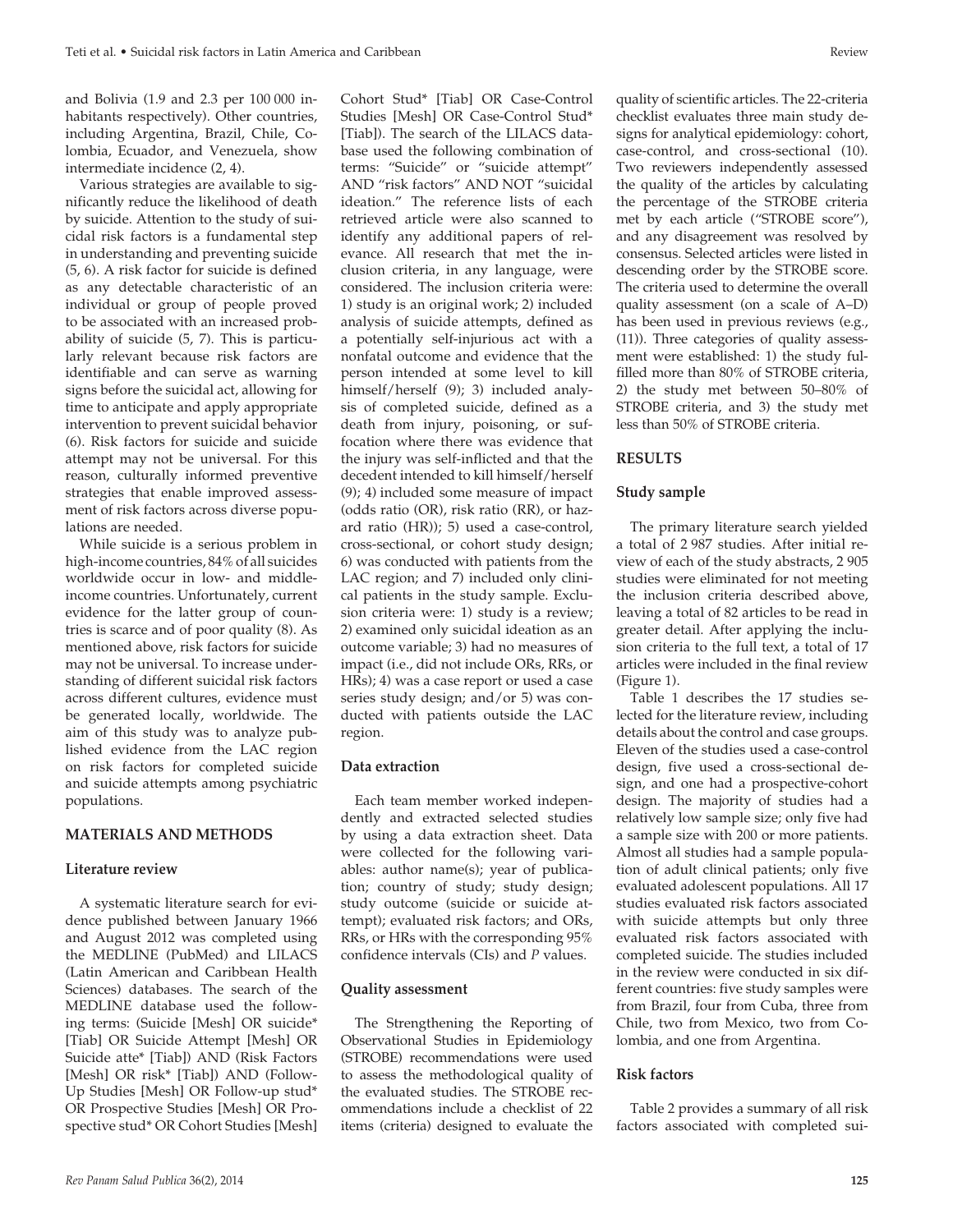and Bolivia (1.9 and 2.3 per 100 000 inhabitants respectively). Other countries, including Argentina, Brazil, Chile, Colombia, Ecuador, and Venezuela, show intermediate incidence (2, 4).

Various strategies are available to significantly reduce the likelihood of death by suicide. Attention to the study of suicidal risk factors is a fundamental step in understanding and preventing suicide (5, 6). A risk factor for suicide is defined as any detectable characteristic of an individual or group of people proved to be associated with an increased probability of suicide (5, 7). This is particularly relevant because risk factors are identifiable and can serve as warning signs before the suicidal act, allowing for time to anticipate and apply appropriate intervention to prevent suicidal behavior (6). Risk factors for suicide and suicide attempt may not be universal. For this reason, culturally informed preventive strategies that enable improved assessment of risk factors across diverse populations are needed.

While suicide is a serious problem in high-income countries, 84% of all suicides worldwide occur in low- and middle-income countries. Unfortunately, current evidence for the latter group of countries is scarce and of poor quality (8). As mentioned above, risk factors for suicide may not be universal. To increase understanding of different suicidal risk factors across different cultures, evidence must be generated locally, worldwide. The aim of this study was to analyze published evidence from the LAC region on risk factors for completed suicide and suicide attempts among psychiatric populations.

## MATERIALS AND METHODS

### Literature review

A systematic literature search for evidence published between January 1966 and August 2012 was completed using the MEDLINE (PubMed) and LILACS (Latin American and Caribbean Health Sciences) databases. The search of the MEDLINE database used the following terms: (Suicide [Mesh] OR suicide* [Tiab] OR Suicide Attempt [Mesh] OR Suicide atte* [Tiab]) AND (Risk Factors [Mesh] OR risk* [Tiab]) AND (Follow-Up Studies [Mesh] OR Follow-up stud* OR Prospective Studies [Mesh] OR Prospective stud* OR Cohort Studies [Mesh] Cohort Stud* [Tiab] OR Case-Control Studies [Mesh] OR Case-Control Stud* [Tiab]). The search of the LILACS database used the following combination of terms: "Suicide" or "suicide attempt" AND "risk factors" AND NOT "suicidal ideation." The reference lists of each retrieved article were also scanned to identify any additional papers of relevance. All research that met the inclusion criteria, in any language, were considered. The inclusion criteria were: 1) study is an original work; 2) included analysis of suicide attempts, defined as a potentially self-injurious act with a nonfatal outcome and evidence that the person intended at some level to kill himself/herself (9); 3) included analysis of completed suicide, defined as a death from injury, poisoning, or suffocation where there was evidence that the injury was self-inflicted and that the decedent intended to kill himself/herself (9); 4) included some measure of impact (odds ratio (OR), risk ratio (RR), or hazard ratio (HR)); 5) used a case-control, cross-sectional, or cohort study design; 6) was conducted with patients from the LAC region; and 7) included only clinical patients in the study sample. Exclusion criteria were: 1) study is a review; 2) examined only suicidal ideation as an outcome variable; 3) had no measures of impact (i.e., did not include ORs, RRs, or HRs); 4) was a case report or used a case series study design; and/or 5) was conducted with patients outside the LAC region.

### Data extraction

Each team member worked independently and extracted selected studies by using a data extraction sheet. Data were collected for the following variables: author name(s); year of publication; country of study; study design; study outcome (suicide or suicide attempt); evaluated risk factors; and ORs, RRs, or HRs with the corresponding 95% confidence intervals (CIs) and *P* values.

### Quality assessment

The Strengthening the Reporting of Observational Studies in Epidemiology (STROBE) recommendations were used to assess the methodological quality of the evaluated studies. The STROBE recommendations include a checklist of 22 items (criteria) designed to evaluate the quality of scientific articles. The 22-criteria checklist evaluates three main study designs for analytical epidemiology: cohort, case-control, and cross-sectional (10). Two reviewers independently assessed the quality of the articles by calculating the percentage of the STROBE criteria met by each article ("STROBE score"), and any disagreement was resolved by consensus. Selected articles were listed in descending order by the STROBE score. The criteria used to determine the overall quality assessment (on a scale of A–D) has been used in previous reviews (e.g., (11)). Three categories of quality assessment were established: 1) the study fulfilled more than 80% of STROBE criteria, 2) the study met between 50–80% of STROBE criteria, and 3) the study met less than 50% of STROBE criteria.

## RESULTS

### Study sample

The primary literature search yielded a total of 2 987 studies. After initial review of each of the study abstracts, 2 905 studies were eliminated for not meeting the inclusion criteria described above, leaving a total of 82 articles to be read in greater detail. After applying the inclusion criteria to the full text, a total of 17 articles were included in the final review (Figure 1).

Table 1 describes the 17 studies selected for the literature review, including details about the control and case groups. Eleven of the studies used a case-control design, five used a cross-sectional design, and one had a prospective-cohort design. The majority of studies had a relatively low sample size; only five had a sample size with 200 or more patients. Almost all studies had a sample population of adult clinical patients; only five evaluated adolescent populations. All 17 studies evaluated risk factors associated with suicide attempts but only three evaluated risk factors associated with completed suicide. The studies included in the review were conducted in six different countries: five study samples were from Brazil, four from Cuba, three from Chile, two from Mexico, two from Colombia, and one from Argentina.

### Risk factors

Table 2 provides a summary of all risk factors associated with completed sui-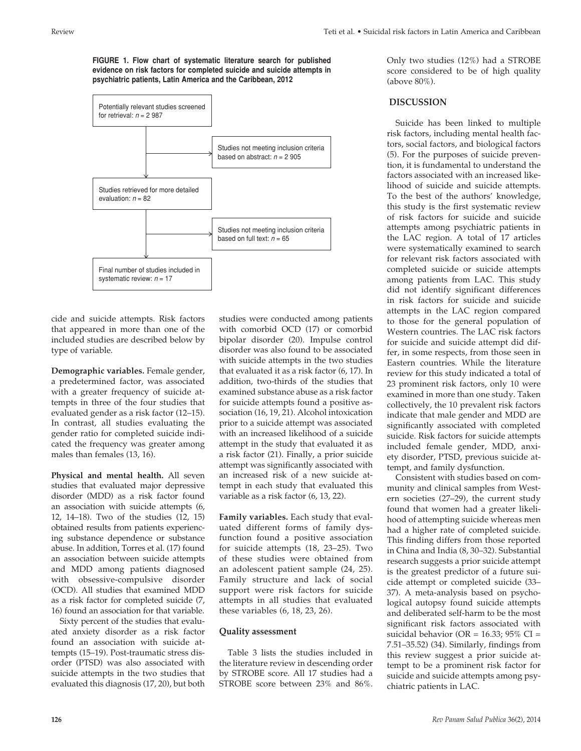**FIGURE 1. Flow chart of systematic literature search for published evidence on risk factors for completed suicide and suicide attempts in psychiatric patients, Latin America and the Caribbean, 2012**

Potentially relevant studies screened for retrieval: *n* = 2 987

Studies not meeting inclusion criteria based on abstract: *n* = 2 905

Studies retrieved for more detailed evaluation: *n* = 82

Studies not meeting inclusion criteria based on full text: *n* = 65

Final number of studies included in systematic review: *n* = 17

cide and suicide attempts. Risk factors that appeared in more than one of the included studies are described below by type of variable.

**Demographic variables.** Female gender, a predetermined factor, was associated with a greater frequency of suicide attempts in three of the four studies that evaluated gender as a risk factor (12–15). In contrast, all studies evaluating the gender ratio for completed suicide indicated the frequency was greater among males than females (13, 16).

**Physical and mental health.** All seven studies that evaluated major depressive disorder (MDD) as a risk factor found an association with suicide attempts (6, 12, 14–18). Two of the studies (12, 15) obtained results from patients experiencing substance dependence or substance abuse. In addition, Torres et al. (17) found an association between suicide attempts and MDD among patients diagnosed with obsessive-compulsive disorder (OCD). All studies that examined MDD as a risk factor for completed suicide (7, 16) found an association for that variable.

Sixty percent of the studies that evaluated anxiety disorder as a risk factor found an association with suicide attempts (15–19). Post-traumatic stress disorder (PTSD) was also associated with suicide attempts in the two studies that evaluated this diagnosis (17, 20), but both studies were conducted among patients with comorbid OCD (17) or comorbid bipolar disorder (20). Impulse control disorder was also found to be associated with suicide attempts in the two studies that evaluated it as a risk factor (6, 17). In addition, two-thirds of the studies that examined substance abuse as a risk factor for suicide attempts found a positive association (16, 19, 21). Alcohol intoxication prior to a suicide attempt was associated with an increased likelihood of a suicide attempt in the study that evaluated it as a risk factor (21). Finally, a prior suicide attempt was significantly associated with an increased risk of a new suicide attempt in each study that evaluated this variable as a risk factor (6, 13, 22).

**Family variables.** Each study that evaluated different forms of family dysfunction found a positive association for suicide attempts (18, 23–25). Two of these studies were obtained from an adolescent patient sample (24, 25). Family structure and lack of social support were risk factors for suicide attempts in all studies that evaluated these variables (6, 18, 23, 26).

### Quality assessment

Table 3 lists the studies included in the literature review in descending order by STROBE score. All 17 studies had a STROBE score between 23% and 86%. Only two studies (12%) had a STROBE score considered to be of high quality (above 80%).

## DISCUSSION

Suicide has been linked to multiple risk factors, including mental health factors, social factors, and biological factors (5). For the purposes of suicide prevention, it is fundamental to understand the factors associated with an increased likelihood of suicide and suicide attempts. To the best of the authors' knowledge, this study is the first systematic review of risk factors for suicide and suicide attempts among psychiatric patients in the LAC region. A total of 17 articles were systematically examined to search for relevant risk factors associated with completed suicide or suicide attempts among patients from LAC. This study did not identify significant differences in risk factors for suicide and suicide attempts in the LAC region compared to those for the general population of Western countries. The LAC risk factors for suicide and suicide attempt did differ, in some respects, from those seen in Eastern countries. While the literature review for this study indicated a total of 23 prominent risk factors, only 10 were examined in more than one study. Taken collectively, the 10 prevalent risk factors indicate that male gender and MDD are significantly associated with completed suicide. Risk factors for suicide attempts included female gender, MDD, anxiety disorder, PTSD, previous suicide attempt, and family dysfunction.

Consistent with studies based on community and clinical samples from Western societies (27–29), the current study found that women had a greater likelihood of attempting suicide whereas men had a higher rate of completed suicide. This finding differs from those reported in China and India (8, 30–32). Substantial research suggests a prior suicide attempt is the greatest predictor of a future suicide attempt or completed suicide (33–37). A meta-analysis based on psychological autopsy found suicide attempts and deliberated self-harm to be the most significant risk factors associated with suicidal behavior (OR = 16.33; 95% CI = 7.51–35.52) (34). Similarly, findings from this review suggest a prior suicide attempt to be a prominent risk factor for suicide and suicide attempts among psychiatric patients in LAC.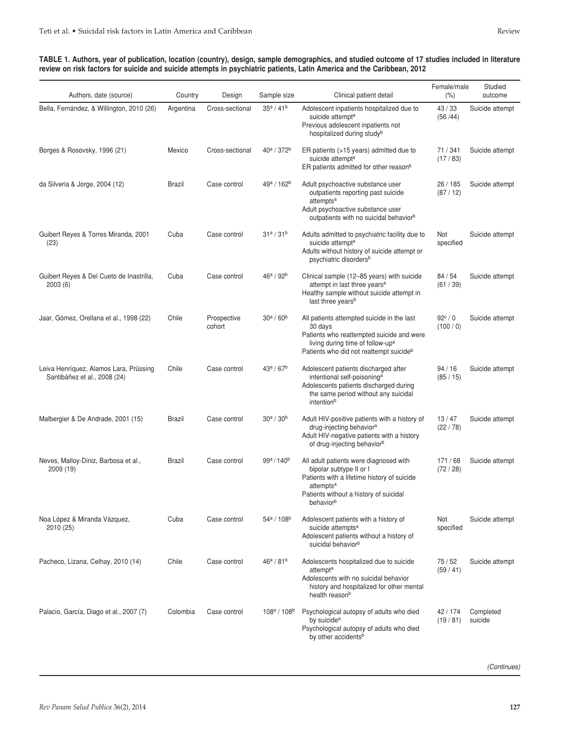**TABLE 1. Authors, year of publication, location (country), design, sample demographics, and studied outcome of 17 studies included in literature review on risk factors for suicide and suicide attempts in psychiatric patients, Latin America and the Caribbean, 2012**

| Authors, date (source) | Country | Design | Sample size | Clinical patient detail | Female/male (%) | Studied outcome |
|---|---|---|---|---|---|---|
| Bella, Fernández, & Willington, 2010 (26) | Argentina | Cross-sectional | 35[a] / 41[b] | Adolescent inpatients hospitalized due to suicide attempt[a]<br>Previous adolescent inpatients not hospitalized during study[b] | 43 / 33 (56 /44) | Suicide attempt |
| Borges & Rosovsky, 1996 (21) | Mexico | Cross-sectional | 40[a] / 372[b] | ER patients (>15 years) admitted due to suicide attempt[a]<br>ER patients admitted for other reason[b] | 71 / 341 (17 / 83) | Suicide attempt |
| da Silveria & Jorge, 2004 (12) | Brazil | Case control | 49[a] / 162[b] | Adult psychoactive substance user outpatients reporting past suicide attempts[a]<br>Adult psychoactive substance user outpatients with no suicidal behavior[b] | 26 / 185 (87 / 12) | Suicide attempt |
| Guibert Reyes & Torres Miranda, 2001 (23) | Cuba | Case control | 31[a] / 31[b] | Adults admitted to psychiatric facility due to suicide attempt[a]<br>Adults without history of suicide attempt or psychiatric disorders[b] | Not specified | Suicide attempt |
| Guibert Reyes & Del Cueto de Inastrilla, 2003 (6) | Cuba | Case control | 46[a] / 92[b] | Clinical sample (12–85 years) with suicide attempt in last three years[a]<br>Healthy sample without suicide attempt in last three years[b] | 84 / 54 (61 / 39) | Suicide attempt |
| Jaar, Gómez, Orellana et al., 1998 (22) | Chile | Prospective cohort | 30[a] / 60[b] | All patients attempted suicide in the last 30 days<br>Patients who reattempted suicide and were living during time of follow-up[a]<br>Patients who did not reattempt suicide[b] | 92[c] / 0 (100 / 0) | Suicide attempt |
| Leiva Henríquez, Alamos Lara, Prüssing Santibáñez et al., 2008 (24) | Chile | Case control | 43[a] / 67[b] | Adolescent patients discharged after intentional self-poisoning[a]<br>Adolescents patients discharged during the same period without any suicidal intention[b] | 94 / 16 (85 / 15) | Suicide attempt |
| Malbergier & De Andrade, 2001 (15) | Brazil | Case control | 30[a] / 30[b] | Adult HIV-positive patients with a history of drug-injecting behavior[a]<br>Adult HIV-negative patients with a history of drug-injecting behavior[b] | 13 / 47 (22 / 78) | Suicide attempt |
| Neves, Malloy-Diniz, Barbosa et al., 2009 (19) | Brazil | Case control | 99[a] / 140[b] | All adult patients were diagnosed with bipolar subtype II or I<br>Patients with a lifetime history of suicide attempts[a]<br>Patients without a history of suicidal behavior[b] | 171 / 68 (72 / 28) | Suicide attempt |
| Noa López & Miranda Vázquez, 2010 (25) | Cuba | Case control | 54[a] / 108[b] | Adolescent patients with a history of suicide attempts[a]<br>Adolescent patients without a history of suicidal behavior[b] | Not specified | Suicide attempt |
| Pacheco, Lizana, Celhay, 2010 (14) | Chile | Case control | 46[a] / 81[b] | Adolescents hospitalized due to suicide attempt[a]<br>Adolescents with no suicidal behavior history and hospitalized for other mental health reason[b] | 75 / 52 (59 / 41) | Suicide attempt |
| Palacio, García, Diago et al., 2007 (7) | Colombia | Case control | 108[a] / 108[b] | Psychological autopsy of adults who died by suicide[a]<br>Psychological autopsy of adults who died by other accidents[b] | 42 / 174 (19 / 81) | Completed suicide |

*(Continues)*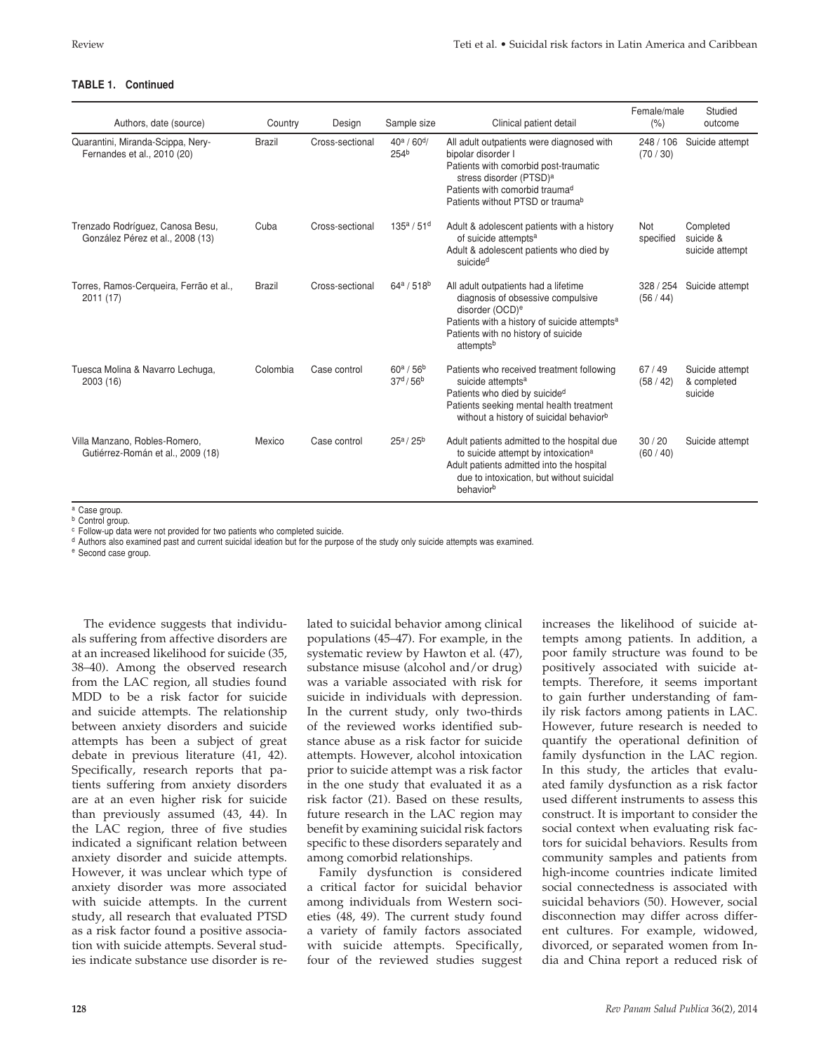**TABLE 1. Continued**

| Authors, date (source) | Country | Design | Sample size | Clinical patient detail | Female/male (%) | Studied outcome |
|---|---|---|---|---|---|---|
| Quarantini, Miranda-Scippa, Nery-Fernandes et al., 2010 (20) | Brazil | Cross-sectional | 40[a] / 60[d]/ 254[b] | All adult outpatients were diagnosed with bipolar disorder I<br>Patients with comorbid post-traumatic stress disorder (PTSD)[a]<br>Patients with comorbid trauma[d]<br>Patients without PTSD or trauma[b] | 248 / 106 (70 / 30) | Suicide attempt |
| Trenzado Rodríguez, Canosa Besu, González Pérez et al., 2008 (13) | Cuba | Cross-sectional | 135[a] / 51[d] | Adult & adolescent patients with a history of suicide attempts[a]<br>Adult & adolescent patients who died by suicide[d] | Not specified | Completed suicide & suicide attempt |
| Torres, Ramos-Cerqueira, Ferrão et al., 2011 (17) | Brazil | Cross-sectional | 64[a] / 518[b] | All adult outpatients had a lifetime diagnosis of obsessive compulsive disorder (OCD)[e]<br>Patients with a history of suicide attempts[a]<br>Patients with no history of suicide attempts[b] | 328 / 254 (56 / 44) | Suicide attempt |
| Tuesca Molina & Navarro Lechuga, 2003 (16) | Colombia | Case control | 60[a] / 56[b]<br>37[d] / 56[b] | Patients who received treatment following suicide attempts[a]<br>Patients who died by suicide[d]<br>Patients seeking mental health treatment without a history of suicidal behavior[b] | 67 / 49 (58 / 42) | Suicide attempt & completed suicide |
| Villa Manzano, Robles-Romero, Gutiérrez-Román et al., 2009 (18) | Mexico | Case control | 25[a] / 25[b] | Adult patients admitted to the hospital due to suicide attempt by intoxication[a]<br>Adult patients admitted into the hospital due to intoxication, but without suicidal behavior[b] | 30 / 20 (60 / 40) | Suicide attempt |

[a] Case group.
[b] Control group.
[c] Follow-up data were not provided for two patients who completed suicide.
[d] Authors also examined past and current suicidal ideation but for the purpose of the study only suicide attempts was examined.
[e] Second case group.

The evidence suggests that individuals suffering from affective disorders are at an increased likelihood for suicide (35, 38–40). Among the observed research from the LAC region, all studies found MDD to be a risk factor for suicide and suicide attempts. The relationship between anxiety disorders and suicide attempts has been a subject of great debate in previous literature (41, 42). Specifically, research reports that patients suffering from anxiety disorders are at an even higher risk for suicide than previously assumed (43, 44). In the LAC region, three of five studies indicated a significant relation between anxiety disorder and suicide attempts. However, it was unclear which type of anxiety disorder was more associated with suicide attempts. In the current study, all research that evaluated PTSD as a risk factor found a positive association with suicide attempts. Several studies indicate substance use disorder is related to suicidal behavior among clinical populations (45–47). For example, in the systematic review by Hawton et al. (47), substance misuse (alcohol and/or drug) was a variable associated with risk for suicide in individuals with depression. In the current study, only two-thirds of the reviewed works identified substance abuse as a risk factor for suicide attempts. However, alcohol intoxication prior to suicide attempt was a risk factor in the one study that evaluated it as a risk factor (21). Based on these results, future research in the LAC region may benefit by examining suicidal risk factors specific to these disorders separately and among comorbid relationships.

Family dysfunction is considered a critical factor for suicidal behavior among individuals from Western societies (48, 49). The current study found a variety of family factors associated with suicide attempts. Specifically, four of the reviewed studies suggest increases the likelihood of suicide attempts among patients. In addition, a poor family structure was found to be positively associated with suicide attempts. Therefore, it seems important to gain further understanding of family risk factors among patients in LAC. However, future research is needed to quantify the operational definition of family dysfunction in the LAC region. In this study, the articles that evaluated family dysfunction as a risk factor used different instruments to assess this construct. It is important to consider the social context when evaluating risk factors for suicidal behaviors. Results from community samples and patients from high-income countries indicate limited social connectedness is associated with suicidal behaviors (50). However, social disconnection may differ across different cultures. For example, widowed, divorced, or separated women from India and China report a reduced risk of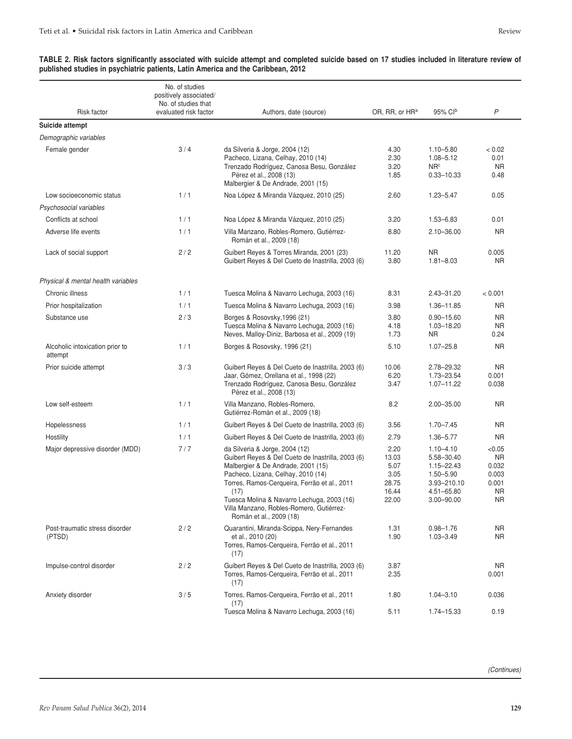**TABLE 2. Risk factors significantly associated with suicide attempt and completed suicide based on 17 studies included in literature review of published studies in psychiatric patients, Latin America and the Caribbean, 2012**

| Risk factor | No. of studies positively associated/ No. of studies that evaluated risk factor | Authors, date (source) | OR, RR, or HR[a] | 95% CI[b] | *P* |
|---|---|---|---|---|---|
| **Suicide attempt** | | | | | |
| *Demographic variables* | | | | | |
| Female gender | 3 / 4 | da Silveria & Jorge, 2004 (12) | 4.30 | 1.10–5.80 | < 0.02 |
| | | Pacheco, Lizana, Celhay, 2010 (14) | 2.30 | 1.08–5.12 | 0.01 |
| | | Trenzado Rodríguez, Canosa Besu, González Pérez et al., 2008 (13) | 3.20 | NR[c] | NR |
| | | Malbergier & De Andrade, 2001 (15) | 1.85 | 0.33–10.33 | 0.48 |
| Low socioeconomic status | 1 / 1 | Noa López & Miranda Vázquez, 2010 (25) | 2.60 | 1.23–5.47 | 0.05 |
| *Psychosocial variables* | | | | | |
| Conflicts at school | 1 / 1 | Noa López & Miranda Vázquez, 2010 (25) | 3.20 | 1.53–6.83 | 0.01 |
| Adverse life events | 1 / 1 | Villa Manzano, Robles-Romero, Gutiérrez-Román et al., 2009 (18) | 8.80 | 2.10–36.00 | NR |
| Lack of social support | 2 / 2 | Guibert Reyes & Torres Miranda, 2001 (23) | 11.20 | NR | 0.005 |
| | | Guibert Reyes & Del Cueto de Inastrilla, 2003 (6) | 3.80 | 1.81–8.03 | NR |
| *Physical & mental health variables* | | | | | |
| Chronic illness | 1 / 1 | Tuesca Molina & Navarro Lechuga, 2003 (16) | 8.31 | 2.43–31.20 | < 0.001 |
| Prior hospitalization | 1 / 1 | Tuesca Molina & Navarro Lechuga, 2003 (16) | 3.98 | 1.36–11.85 | NR |
| Substance use | 2 / 3 | Borges & Rosovsky,1996 (21) | 3.80 | 0.90–15.60 | NR |
| | | Tuesca Molina & Navarro Lechuga, 2003 (16) | 4.18 | 1.03–18.20 | NR |
| | | Neves, Malloy-Diniz, Barbosa et al., 2009 (19) | 1.73 | NR | 0.24 |
| Alcoholic intoxication prior to attempt | 1 / 1 | Borges & Rosovsky, 1996 (21) | 5.10 | 1.07–25.8 | NR |
| Prior suicide attempt | 3 / 3 | Guibert Reyes & Del Cueto de Inastrilla, 2003 (6) | 10.06 | 2.78–29.32 | NR |
| | | Jaar, Gómez, Orellana et al., 1998 (22) | 6.20 | 1.73–23.54 | 0.001 |
| | | Trenzado Rodríguez, Canosa Besu, González Pérez et al., 2008 (13) | 3.47 | 1.07–11.22 | 0.038 |
| Low self-esteem | 1 / 1 | Villa Manzano, Robles-Romero, Gutiérrez-Román et al., 2009 (18) | 8.2 | 2.00–35.00 | NR |
| Hopelessness | 1 / 1 | Guibert Reyes & Del Cueto de Inastrilla, 2003 (6) | 3.56 | 1.70–7.45 | NR |
| Hostility | 1 / 1 | Guibert Reyes & Del Cueto de Inastrilla, 2003 (6) | 2.79 | 1.36–5.77 | NR |
| Major depressive disorder (MDD) | 7 / 7 | da Silveria & Jorge, 2004 (12) | 2.20 | 1.10–4.10 | <0.05 |
| | | Guibert Reyes & Del Cueto de Inastrilla, 2003 (6) | 13.03 | 5.58–30.40 | NR |
| | | Malbergier & De Andrade, 2001 (15) | 5.07 | 1.15–22.43 | 0.032 |
| | | Pacheco, Lizana, Celhay, 2010 (14) | 3.05 | 1.50–5.90 | 0.003 |
| | | Torres, Ramos-Cerqueira, Ferrão et al., 2011 (17) | 28.75 | 3.93–210.10 | 0.001 |
| | | Tuesca Molina & Navarro Lechuga, 2003 (16) | 16.44 | 4.51–65.80 | NR |
| | | Villa Manzano, Robles-Romero, Gutiérrez-Román et al., 2009 (18) | 22.00 | 3.00–90.00 | NR |
| Post-traumatic stress disorder (PTSD) | 2 / 2 | Quarantini, Miranda-Scippa, Nery-Fernandes et al., 2010 (20) | 1.31 | 0.98–1.76 | NR |
| | | Torres, Ramos-Cerqueira, Ferrão et al., 2011 (17) | 1.90 | 1.03–3.49 | NR |
| Impulse-control disorder | 2 / 2 | Guibert Reyes & Del Cueto de Inastrilla, 2003 (6) | 3.87 | | NR |
| | | Torres, Ramos-Cerqueira, Ferrão et al., 2011 (17) | 2.35 | | 0.001 |
| Anxiety disorder | 3 / 5 | Torres, Ramos-Cerqueira, Ferrão et al., 2011 (17) | 1.80 | 1.04–3.10 | 0.036 |
| | | Tuesca Molina & Navarro Lechuga, 2003 (16) | 5.11 | 1.74–15.33 | 0.19 |

*(Continues)*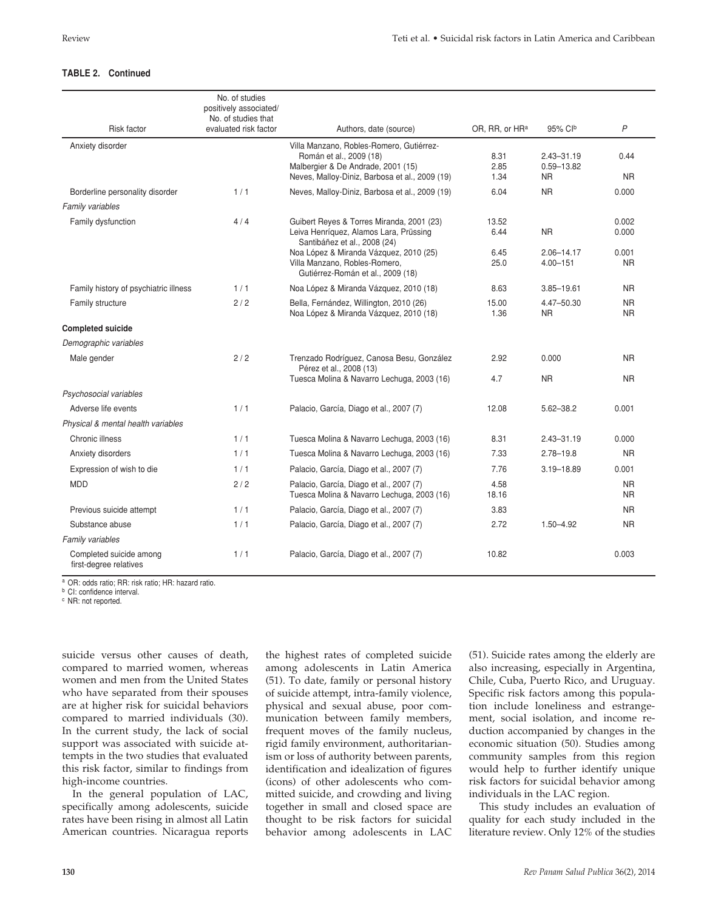**TABLE 2. Continued**

| Risk factor | No. of studies positively associated/ No. of studies that evaluated risk factor | Authors, date (source) | OR, RR, or HR[a] | 95% CI[b] | *P* |
|---|---|---|---|---|---|
| Anxiety disorder | | Villa Manzano, Robles-Romero, Gutiérrez-Román et al., 2009 (18) | 8.31 | 2.43–31.19 | 0.44 |
| | | Malbergier & De Andrade, 2001 (15) | 2.85 | 0.59–13.82 | |
| | | Neves, Malloy-Diniz, Barbosa et al., 2009 (19) | 1.34 | NR | NR |
| Borderline personality disorder | 1 / 1 | Neves, Malloy-Diniz, Barbosa et al., 2009 (19) | 6.04 | NR | 0.000 |
| *Family variables* | | | | | |
| Family dysfunction | 4 / 4 | Guibert Reyes & Torres Miranda, 2001 (23) | 13.52 | | 0.002 |
| | | Leiva Henríquez, Alamos Lara, Prüssing Santibáñez et al., 2008 (24) | 6.44 | NR | 0.000 |
| | | Noa López & Miranda Vázquez, 2010 (25) | 6.45 | 2.06–14.17 | 0.001 |
| | | Villa Manzano, Robles-Romero, Gutiérrez-Román et al., 2009 (18) | 25.0 | 4.00–151 | NR |
| Family history of psychiatric illness | 1 / 1 | Noa López & Miranda Vázquez, 2010 (18) | 8.63 | 3.85–19.61 | NR |
| Family structure | 2 / 2 | Bella, Fernández, Willington, 2010 (26) | 15.00 | 4.47–50.30 | NR |
| | | Noa López & Miranda Vázquez, 2010 (18) | 1.36 | NR | NR |
| **Completed suicide** | | | | | |
| *Demographic variables* | | | | | |
| Male gender | 2 / 2 | Trenzado Rodríguez, Canosa Besu, González Pérez et al., 2008 (13) | 2.92 | 0.000 | NR |
| | | Tuesca Molina & Navarro Lechuga, 2003 (16) | 4.7 | NR | NR |
| *Psychosocial variables* | | | | | |
| Adverse life events | 1 / 1 | Palacio, García, Diago et al., 2007 (7) | 12.08 | 5.62–38.2 | 0.001 |
| *Physical & mental health variables* | | | | | |
| Chronic illness | 1 / 1 | Tuesca Molina & Navarro Lechuga, 2003 (16) | 8.31 | 2.43–31.19 | 0.000 |
| Anxiety disorders | 1 / 1 | Tuesca Molina & Navarro Lechuga, 2003 (16) | 7.33 | 2.78–19.8 | NR |
| Expression of wish to die | 1 / 1 | Palacio, García, Diago et al., 2007 (7) | 7.76 | 3.19–18.89 | 0.001 |
| MDD | 2 / 2 | Palacio, García, Diago et al., 2007 (7) | 4.58 | | NR |
| | | Tuesca Molina & Navarro Lechuga, 2003 (16) | 18.16 | | NR |
| Previous suicide attempt | 1 / 1 | Palacio, García, Diago et al., 2007 (7) | 3.83 | | NR |
| Substance abuse | 1 / 1 | Palacio, García, Diago et al., 2007 (7) | 2.72 | 1.50–4.92 | NR |
| *Family variables* | | | | | |
| Completed suicide among first-degree relatives | 1 / 1 | Palacio, García, Diago et al., 2007 (7) | 10.82 | | 0.003 |

[a] OR: odds ratio; RR: risk ratio; HR: hazard ratio.
[b] CI: confidence interval.
[c] NR: not reported.

suicide versus other causes of death, compared to married women, whereas women and men from the United States who have separated from their spouses are at higher risk for suicidal behaviors compared to married individuals (30). In the current study, the lack of social support was associated with suicide attempts in the two studies that evaluated this risk factor, similar to findings from high-income countries.

In the general population of LAC, specifically among adolescents, suicide rates have been rising in almost all Latin American countries. Nicaragua reports the highest rates of completed suicide among adolescents in Latin America (51). To date, family or personal history of suicide attempt, intra-family violence, physical and sexual abuse, poor communication between family members, frequent moves of the family nucleus, rigid family environment, authoritarianism or loss of authority between parents, identification and idealization of figures (icons) of other adolescents who committed suicide, and crowding and living together in small and closed space are thought to be risk factors for suicidal behavior among adolescents in LAC (51). Suicide rates among the elderly are also increasing, especially in Argentina, Chile, Cuba, Puerto Rico, and Uruguay. Specific risk factors among this population include loneliness and estrangement, social isolation, and income reduction accompanied by changes in the economic situation (50). Studies among community samples from this region would help to further identify unique risk factors for suicidal behavior among individuals in the LAC region.

This study includes an evaluation of quality for each study included in the literature review. Only 12% of the studies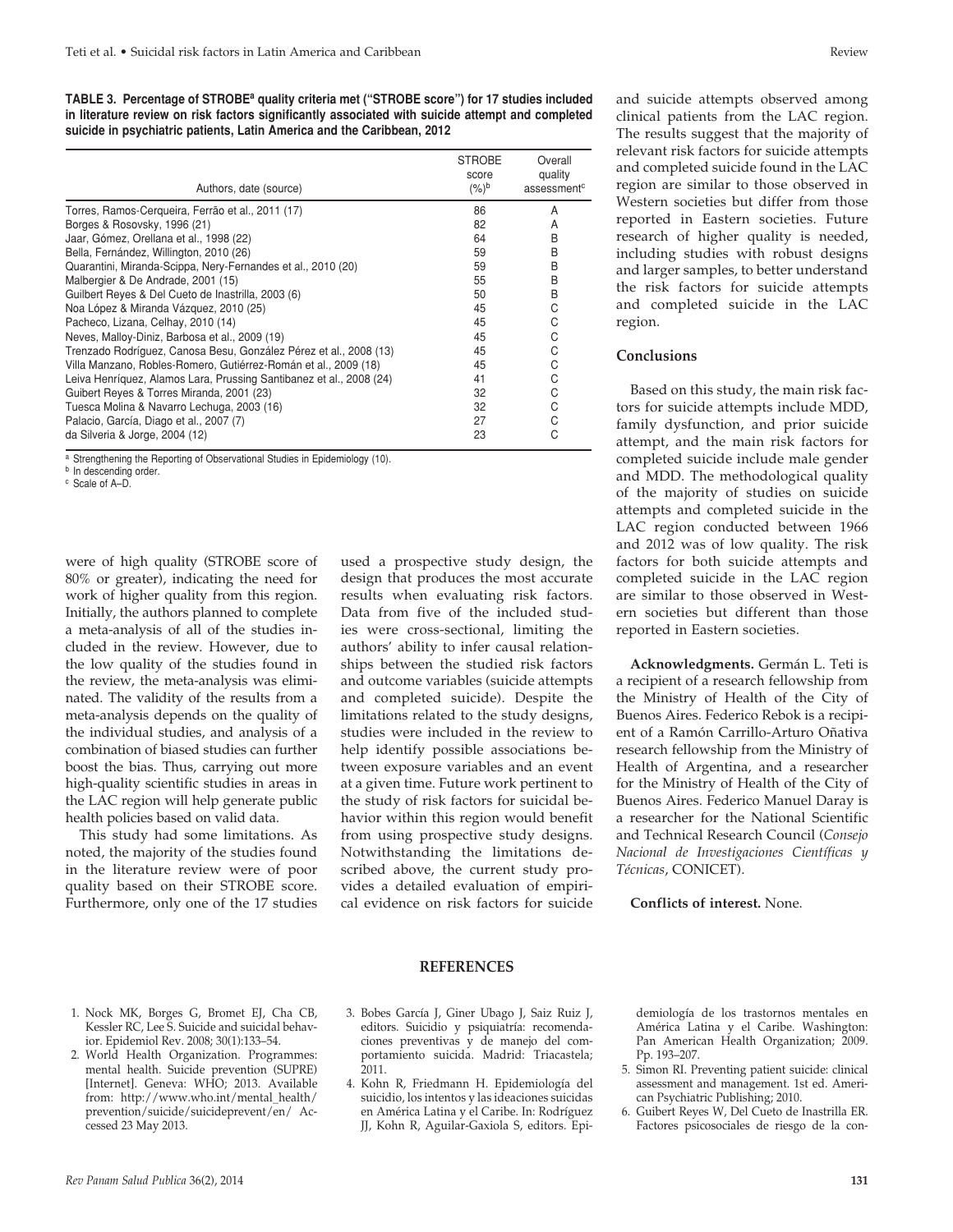**TABLE 3. Percentage of STROBE[a] quality criteria met ("STROBE score") for 17 studies included in literature review on risk factors significantly associated with suicide attempt and completed suicide in psychiatric patients, Latin America and the Caribbean, 2012**

| Authors, date (source) | STROBE score (%)[b] | Overall quality assessment[c] |
|---|---|---|
| Torres, Ramos-Cerqueira, Ferrão et al., 2011 (17) | 86 | A |
| Borges & Rosovsky, 1996 (21) | 82 | A |
| Jaar, Gómez, Orellana et al., 1998 (22) | 64 | B |
| Bella, Fernández, Willington, 2010 (26) | 59 | B |
| Quarantini, Miranda-Scippa, Nery-Fernandes et al., 2010 (20) | 59 | B |
| Malbergier & De Andrade, 2001 (15) | 55 | B |
| Guilbert Reyes & Del Cueto de Inastrilla, 2003 (6) | 50 | B |
| Noa López & Miranda Vázquez, 2010 (25) | 45 | C |
| Pacheco, Lizana, Celhay, 2010 (14) | 45 | C |
| Neves, Malloy-Diniz, Barbosa et al., 2009 (19) | 45 | C |
| Trenzado Rodríguez, Canosa Besu, González Pérez et al., 2008 (13) | 45 | C |
| Villa Manzano, Robles-Romero, Gutiérrez-Román et al., 2009 (18) | 45 | C |
| Leiva Henríquez, Alamos Lara, Prussing Santibanez et al., 2008 (24) | 41 | C |
| Guibert Reyes & Torres Miranda, 2001 (23) | 32 | C |
| Tuesca Molina & Navarro Lechuga, 2003 (16) | 32 | C |
| Palacio, García, Diago et al., 2007 (7) | 27 | C |
| da Silveria & Jorge, 2004 (12) | 23 | C |

[a] Strengthening the Reporting of Observational Studies in Epidemiology (10).
[b] In descending order.
[c] Scale of A–D.

were of high quality (STROBE score of 80% or greater), indicating the need for work of higher quality from this region. Initially, the authors planned to complete a meta-analysis of all of the studies included in the review. However, due to the low quality of the studies found in the review, the meta-analysis was eliminated. The validity of the results from a meta-analysis depends on the quality of the individual studies, and analysis of a combination of biased studies can further boost the bias. Thus, carrying out more high-quality scientific studies in areas in the LAC region will help generate public health policies based on valid data.

This study had some limitations. As noted, the majority of the studies found in the literature review were of poor quality based on their STROBE score. Furthermore, only one of the 17 studies used a prospective study design, the design that produces the most accurate results when evaluating risk factors. Data from five of the included studies were cross-sectional, limiting the authors' ability to infer causal relationships between the studied risk factors and outcome variables (suicide attempts and completed suicide). Despite the limitations related to the study designs, studies were included in the review to help identify possible associations between exposure variables and an event at a given time. Future work pertinent to the study of risk factors for suicidal behavior within this region would benefit from using prospective study designs. Notwithstanding the limitations described above, the current study provides a detailed evaluation of empirical evidence on risk factors for suicide and suicide attempts observed among clinical patients from the LAC region. The results suggest that the majority of relevant risk factors for suicide attempts and completed suicide found in the LAC region are similar to those observed in Western societies but differ from those reported in Eastern societies. Future research of higher quality is needed, including studies with robust designs and larger samples, to better understand the risk factors for suicide attempts and completed suicide in the LAC region.

## Conclusions

Based on this study, the main risk factors for suicide attempts include MDD, family dysfunction, and prior suicide attempt, and the main risk factors for completed suicide include male gender and MDD. The methodological quality of the majority of studies on suicide attempts and completed suicide in the LAC region conducted between 1966 and 2012 was of low quality. The risk factors for both suicide attempts and completed suicide in the LAC region are similar to those observed in Western societies but different than those reported in Eastern societies.

**Acknowledgments.** Germán L. Teti is a recipient of a research fellowship from the Ministry of Health of the City of Buenos Aires. Federico Rebok is a recipient of a Ramón Carrillo-Arturo Oñativa research fellowship from the Ministry of Health of Argentina, and a researcher for the Ministry of Health of the City of Buenos Aires. Federico Manuel Daray is a researcher for the National Scientific and Technical Research Council (*Consejo Nacional de Investigaciones Científicas y Técnicas*, CONICET).

**Conflicts of interest.** None.

## REFERENCES

1. Nock MK, Borges G, Bromet EJ, Cha CB, Kessler RC, Lee S. Suicide and suicidal behavior. Epidemiol Rev. 2008; 30(1):133–54.
2. World Health Organization. Programmes: mental health. Suicide prevention (SUPRE) [Internet]. Geneva: WHO; 2013. Available from: http://www.who.int/mental_health/prevention/suicide/suicideprevent/en/ Accessed 23 May 2013.
3. Bobes García J, Giner Ubago J, Saiz Ruiz J, editors. Suicidio y psiquiatría: recomendaciones preventivas y de manejo del comportamiento suicida. Madrid: Triacastela; 2011.
4. Kohn R, Friedmann H. Epidemiología del suicidio, los intentos y las ideaciones suicidas en América Latina y el Caribe. In: Rodríguez JJ, Kohn R, Aguilar-Gaxiola S, editors. Epidemiología de los trastornos mentales en América Latina y el Caribe. Washington: Pan American Health Organization; 2009. Pp. 193–207.
5. Simon RI. Preventing patient suicide: clinical assessment and management. 1st ed. American Psychiatric Publishing; 2010.
6. Guibert Reyes W, Del Cueto de Inastrilla ER. Factores psicosociales de riesgo de la con-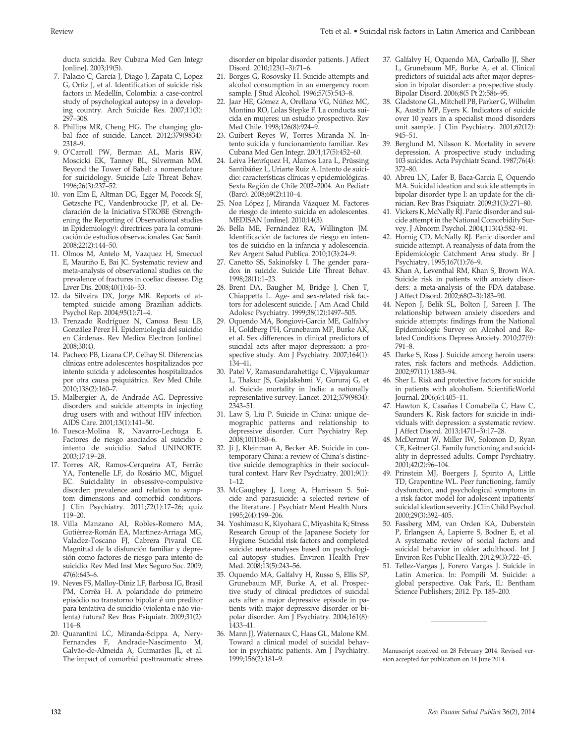ducta suicida. Rev Cubana Med Gen Integr [online]. 2003;19(5).

7. Palacio C, García J, Diago J, Zapata C, Lopez G, Ortiz J, et al. Identification of suicide risk factors in Medellín, Colombia: a case-control study of psychological autopsy in a developing country. Arch Suicide Res. 2007;11(3): 297–308.
8. Phillips MR, Cheng HG. The changing global face of suicide. Lancet. 2012;379(9834): 2318–9.
9. O'Carroll PW, Berman AL, Maris RW, Moscicki EK, Tanney BL, Silverman MM. Beyond the Tower of Babel: a nomenclature for suicidology. Suicide Life Threat Behav. 1996;26(3):237–52.
10. von Elm E, Altman DG, Egger M, Pocock SJ, Gøtzsche PC, Vandenbroucke JP, et al. Declaración de la Iniciativa STROBE (Strengthening the Reporting of Observational studies in Epidemiology): directrices para la comunicación de estudios observacionales. Gac Sanit. 2008;22(2):144–50.
11. Olmos M, Antelo M, Vazquez H, Smecuol E, Mauriño E, Bai JC. Systematic review and meta-analysis of observational studies on the prevalence of fractures in coeliac disease. Dig Liver Dis. 2008;40(1):46–53.
12. da Silveira DX, Jorge MR. Reports of attempted suicide among Brazilian addicts. Psychol Rep. 2004;95(1):71–4.
13. Trenzado Rodríguez N, Canosa Besu LB, González Pérez H. Epidemiología del suicidio en Cárdenas. Rev Medica Electron [online]. 2008;30(4).
14. Pacheco PB, Lizana CP, Celhay SI. Diferencias clínicas entre adolescentes hospitalizados por intento suicida y adolescentes hospitalizados por otra causa psiquiátrica. Rev Med Chile. 2010;138(2):160–7.
15. Malbergier A, de Andrade AG. Depressive disorders and suicide attempts in injecting drug users with and without HIV infection. AIDS Care. 2001;13(1):141–50.
16. Tuesca-Molina R, Navarro-Lechuga E. Factores de riesgo asociados al suicidio e intento de suicidio. Salud UNINORTE. 2003;17:19–28.
17. Torres AR, Ramos-Cerqueira AT, Ferrão YA, Fontenelle LF, do Rosário MC, Miguel EC. Suicidality in obsessive-compulsive disorder: prevalence and relation to symptom dimensions and comorbid conditions. J Clin Psychiatry. 2011;72(1):17–26; quiz 119–20.
18. Villa Manzano AI, Robles-Romero MA, Gutiérrez-Román EA, Martinez-Arriaga MG, Valadez-Toscano FJ, Cabrera Pivaral CE. Magnitud de la disfunción familiar y depresión como factores de riesgo para intento de suicidio. Rev Med Inst Mex Seguro Soc. 2009; 47(6):643–6.
19. Neves FS, Malloy-Diniz LF, Barbosa IG, Brasil PM, Corrêa H. A polaridade do primeiro episódio no transtorno bipolar é um preditor para tentativa de suicídio (violenta e não violenta) futura? Rev Bras Psiquiatr. 2009;31(2): 114–8.
20. Quarantini LC, Miranda-Scippa A, Nery-Fernandes F, Andrade-Nascimento M, Galvão-de-Almeida A, Guimarães JL, et al. The impact of comorbid posttraumatic stress disorder on bipolar disorder patients. J Affect Disord. 2010;123(1–3):71–6.
21. Borges G, Rosovsky H. Suicide attempts and alcohol consumption in an emergency room sample. J Stud Alcohol. 1996;57(5):543–8.
22. Jaar HE, Gómez A, Orellana VG, Núñez MC, Montino RO, Lolas Stepke F. La conducta suicida en mujeres: un estudio prospectivo. Rev Med Chile. 1998;126(8):924–9.
23. Guibert Reyes W, Torres Miranda N. Intento suicida y funcionamiento familiar. Rev Cubana Med Gen Integr. 2001;17(5):452–60.
24. Leiva Henríquez H, Alamos Lara L, Prüssing Santibáñez L, Uriarte Ruiz A. Intento de suicidio: características clínicas y epidemiológicas. Sexta Región de Chile 2002–2004. An Pediatr (Barc). 2008;69(2):110–4.
25. Noa López J, Miranda Vázquez M. Factores de riesgo de intento suicida en adolescentes. MEDISAN [online]. 2010;14(3).
26. Bella ME, Fernández RA, Willington JM. Identificación de factores de riesgo en intentos de suicidio en la infancia y adolescencia. Rev Argent Salud Publica. 2010;1(3):24–9.
27. Canetto SS, Sakinofsky I. The gender paradox in suicide. Suicide Life Threat Behav. 1998;28(1):1–23.
28. Brent DA, Baugher M, Bridge J, Chen T, Chiappetta L. Age- and sex-related risk factors for adolescent suicide. J Am Acad Child Adolesc Psychiatry. 1999;38(12):1497–505.
29. Oquendo MA, Bongiovi-Garcia ME, Galfalvy H, Goldberg PH, Grunebaum MF, Burke AK, et al. Sex differences in clinical predictors of suicidal acts after major depression: a prospective study. Am J Psychiatry. 2007;164(1): 134–41.
30. Patel V, Ramasundarahettige C, Vijayakumar L, Thakur JS, Gajalakshmi V, Gururaj G, et al. Suicide mortality in India: a nationally representative survey. Lancet. 2012;379(9834): 2343–51.
31. Law S, Liu P. Suicide in China: unique demographic patterns and relationship to depressive disorder. Curr Psychiatry Rep. 2008;10(1):80–6.
32. Ji J, Kleinman A, Becker AE. Suicide in contemporary China: a review of China's distinctive suicide demographics in their sociocultural context. Harv Rev Psychiatry. 2001;9(1): 1–12.
33. McGaughey J, Long A, Harrisson S. Suicide and parasuicide: a selected review of the literature. J Psychiatr Ment Health Nurs. 1995;2(4):199–206.
34. Yoshimasu K, Kiyohara C, Miyashita K; Stress Research Group of the Japanese Society for Hygiene. Suicidal risk factors and completed suicide: meta-analyses based on psychological autopsy studies. Environ Health Prev Med. 2008;13(5):243–56.
35. Oquendo MA, Galfalvy H, Russo S, Ellis SP, Grunebaum MF, Burke A, et al. Prospective study of clinical predictors of suicidal acts after a major depressive episode in patients with major depressive disorder or bipolar disorder. Am J Psychiatry. 2004;161(8): 1433–41.
36. Mann JJ, Waternaux C, Haas GL, Malone KM. Toward a clinical model of suicidal behavior in psychiatric patients. Am J Psychiatry. 1999;156(2):181–9.
37. Galfalvy H, Oquendo MA, Carballo JJ, Sher L, Grunebaum MF, Burke A, et al. Clinical predictors of suicidal acts after major depression in bipolar disorder: a prospective study. Bipolar Disord. 2006;8(5 Pt 2):586–95.
38. Gladstone GL, Mitchell PB, Parker G, Wilhelm K, Austin MP, Eyers K. Indicators of suicide over 10 years in a specialist mood disorders unit sample. J Clin Psychiatry. 2001;62(12): 945–51.
39. Berglund M, Nilsson K. Mortality in severe depression. A prospective study including 103 suicides. Acta Psychiatr Scand. 1987;76(4): 372–80.
40. Abreu LN, Lafer B, Baca-Garcia E, Oquendo MA. Suicidal ideation and suicide attempts in bipolar disorder type I: an update for the clinician. Rev Bras Psiquiatr. 2009;31(3):271–80.
41. Vickers K, McNally RJ. Panic disorder and suicide attempt in the National Comorbidity Survey. J Abnorm Psychol. 2004;113(4):582–91.
42. Hornig CD, McNally RJ. Panic disorder and suicide attempt. A reanalysis of data from the Epidemiologic Catchment Area study. Br J Psychiatry. 1995;167(1):76–9.
43. Khan A, Leventhal RM, Khan S, Brown WA. Suicide risk in patients with anxiety disorders: a meta-analysis of the FDA database. J Affect Disord. 2002;68(2–3):183–90.
44. Nepon J, Belik SL, Bolton J, Sareen J. The relationship between anxiety disorders and suicide attempts: findings from the National Epidemiologic Survey on Alcohol and Related Conditions. Depress Anxiety. 2010;27(9): 791–8.
45. Darke S, Ross J. Suicide among heroin users: rates, risk factors and methods. Addiction. 2002;97(11):1383–94.
46. Sher L. Risk and protective factors for suicide in patients with alcoholism. ScientificWorld Journal. 2006;6:1405–11.
47. Hawton K, Casañas I Comabella C, Haw C, Saunders K. Risk factors for suicide in individuals with depression: a systematic review. J Affect Disord. 2013;147(1–3):17–28.
48. McDermut W, Miller IW, Solomon D, Ryan CE, Keitner GI. Family functioning and suicidality in depressed adults. Compr Psychiatry. 2001;42(2):96–104.
49. Prinstein MJ, Boergers J, Spirito A, Little TD, Grapentine WL. Peer functioning, family dysfunction, and psychological symptoms in a risk factor model for adolescent inpatients' suicidal ideation severity. J Clin Child Psychol. 2000;29(3):392–405.
50. Fassberg MM, van Orden KA, Duberstein P, Erlangsen A, Lapierre S, Bodner E, et al. A systematic review of social factors and suicidal behavior in older adulthood. Int J Environ Res Public Health. 2012;9(3):722–45.
51. Tellez-Vargas J, Forero Vargas J. Suicide in Latin America. In: Pompili M. Suicide: a global perspective. Oak Park, IL: Bentham Science Publishers; 2012. Pp. 185–200.

---

Manuscript received on 28 February 2014. Revised version accepted for publication on 14 June 2014.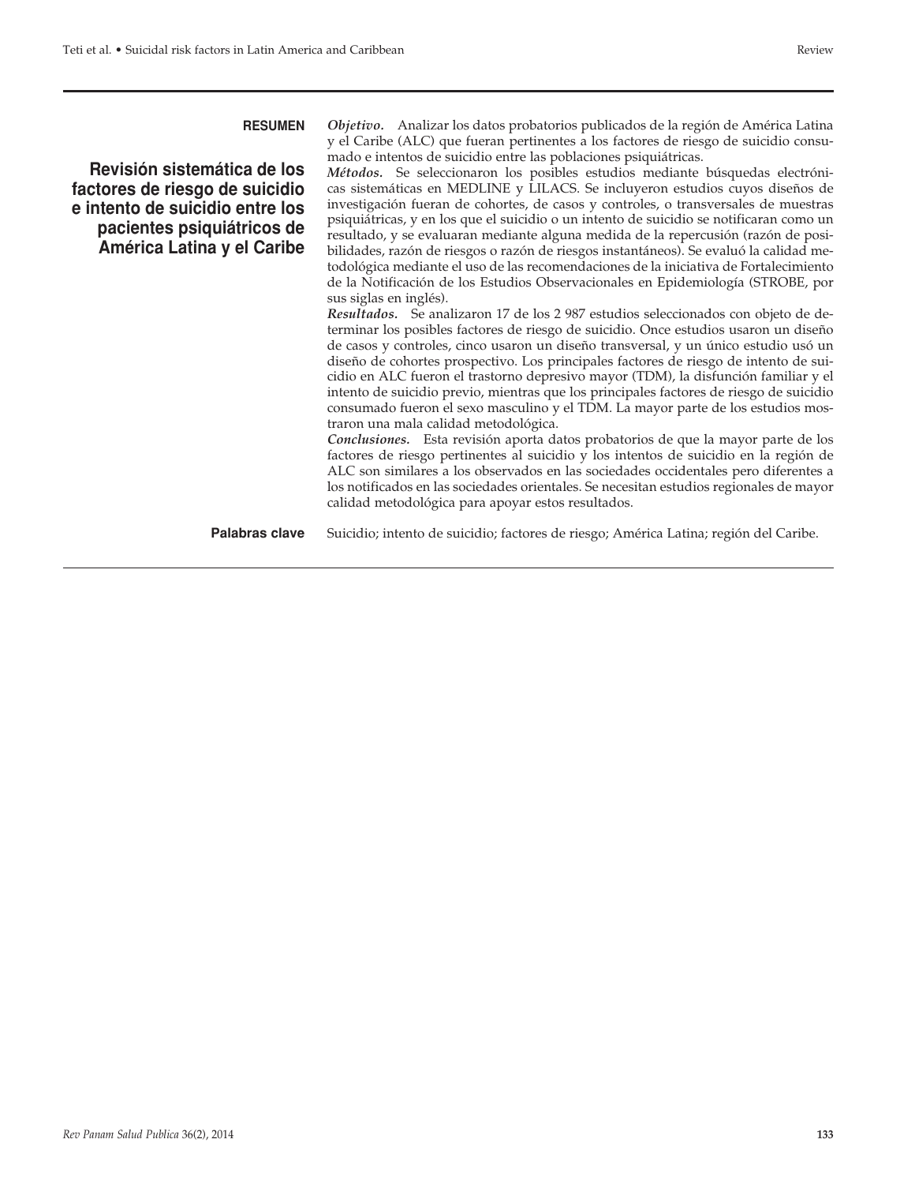## RESUMEN

### Revisión sistemática de los factores de riesgo de suicidio e intento de suicidio entre los pacientes psiquiátricos de América Latina y el Caribe

***Objetivo.*** Analizar los datos probatorios publicados de la región de América Latina y el Caribe (ALC) que fueran pertinentes a los factores de riesgo de suicidio consumado e intentos de suicidio entre las poblaciones psiquiátricas.

***Métodos.*** Se seleccionaron los posibles estudios mediante búsquedas electrónicas sistemáticas en MEDLINE y LILACS. Se incluyeron estudios cuyos diseños de investigación fueran de cohortes, de casos y controles, o transversales de muestras psiquiátricas, y en los que el suicidio o un intento de suicidio se notificaran como un resultado, y se evaluaran mediante alguna medida de la repercusión (razón de posibilidades, razón de riesgos o razón de riesgos instantáneos). Se evaluó la calidad metodológica mediante el uso de las recomendaciones de la iniciativa de Fortalecimiento de la Notificación de los Estudios Observacionales en Epidemiología (STROBE, por sus siglas en inglés).

***Resultados.*** Se analizaron 17 de los 2 987 estudios seleccionados con objeto de determinar los posibles factores de riesgo de suicidio. Once estudios usaron un diseño de casos y controles, cinco usaron un diseño transversal, y un único estudio usó un diseño de cohortes prospectivo. Los principales factores de riesgo de intento de suicidio en ALC fueron el trastorno depresivo mayor (TDM), la disfunción familiar y el intento de suicidio previo, mientras que los principales factores de riesgo de suicidio consumado fueron el sexo masculino y el TDM. La mayor parte de los estudios mostraron una mala calidad metodológica.

***Conclusiones.*** Esta revisión aporta datos probatorios de que la mayor parte de los factores de riesgo pertinentes al suicidio y los intentos de suicidio en la región de ALC son similares a los observados en las sociedades occidentales pero diferentes a los notificados en las sociedades orientales. Se necesitan estudios regionales de mayor calidad metodológica para apoyar estos resultados.

**Palabras clave** Suicidio; intento de suicidio; factores de riesgo; América Latina; región del Caribe.